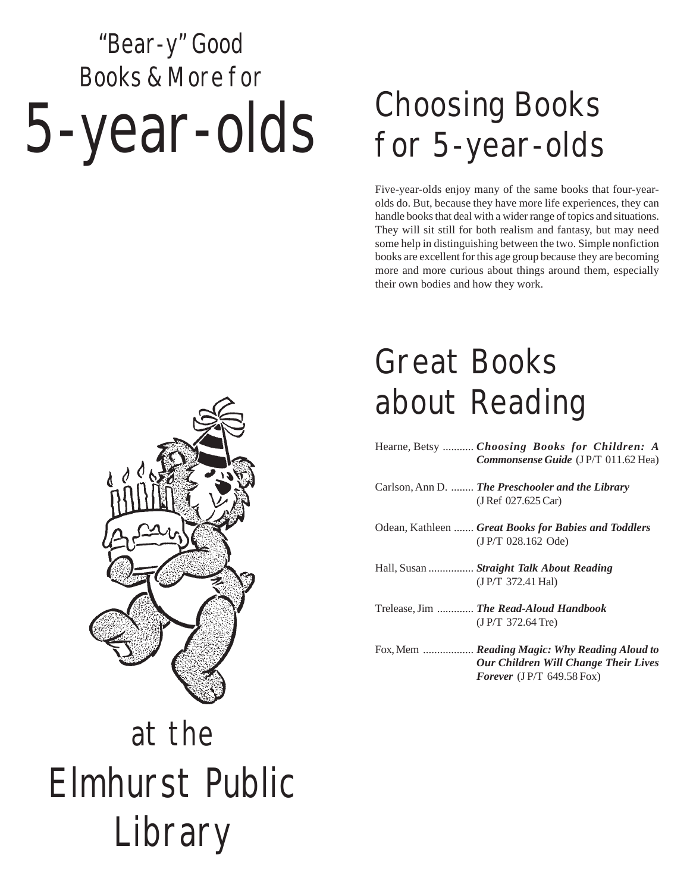# "Bear-y" Good Books & More for 5-year-olds

## at the Elmhurst Public Library

## Choosing Books for 5-year-olds

Five-year-olds enjoy many of the same books that four-year-olds do. But, because they have more life experiences, they can handle books that deal with a wider range of topics and situations. They will sit still for both realism and fantasy, but may need some help in distinguishing between the two. Simple nonfiction books are excellent for this age group because they are becoming more and more curious about things around them, especially their own bodies and how they work.

## Great Books about Reading

Hearne, Betsy ........... ***Choosing Books for Children: A Commonsense Guide*** (J P/T 011.62 Hea)

Carlson, Ann D. ........ ***The Preschooler and the Library*** (J Ref 027.625 Car)

Odean, Kathleen ....... ***Great Books for Babies and Toddlers*** (J P/T 028.162 Ode)

Hall, Susan ................ ***Straight Talk About Reading*** (J P/T 372.41 Hal)

Trelease, Jim ............. ***The Read-Aloud Handbook*** (J P/T 372.64 Tre)

Fox, Mem .................. ***Reading Magic: Why Reading Aloud to Our Children Will Change Their Lives Forever*** (J P/T 649.58 Fox)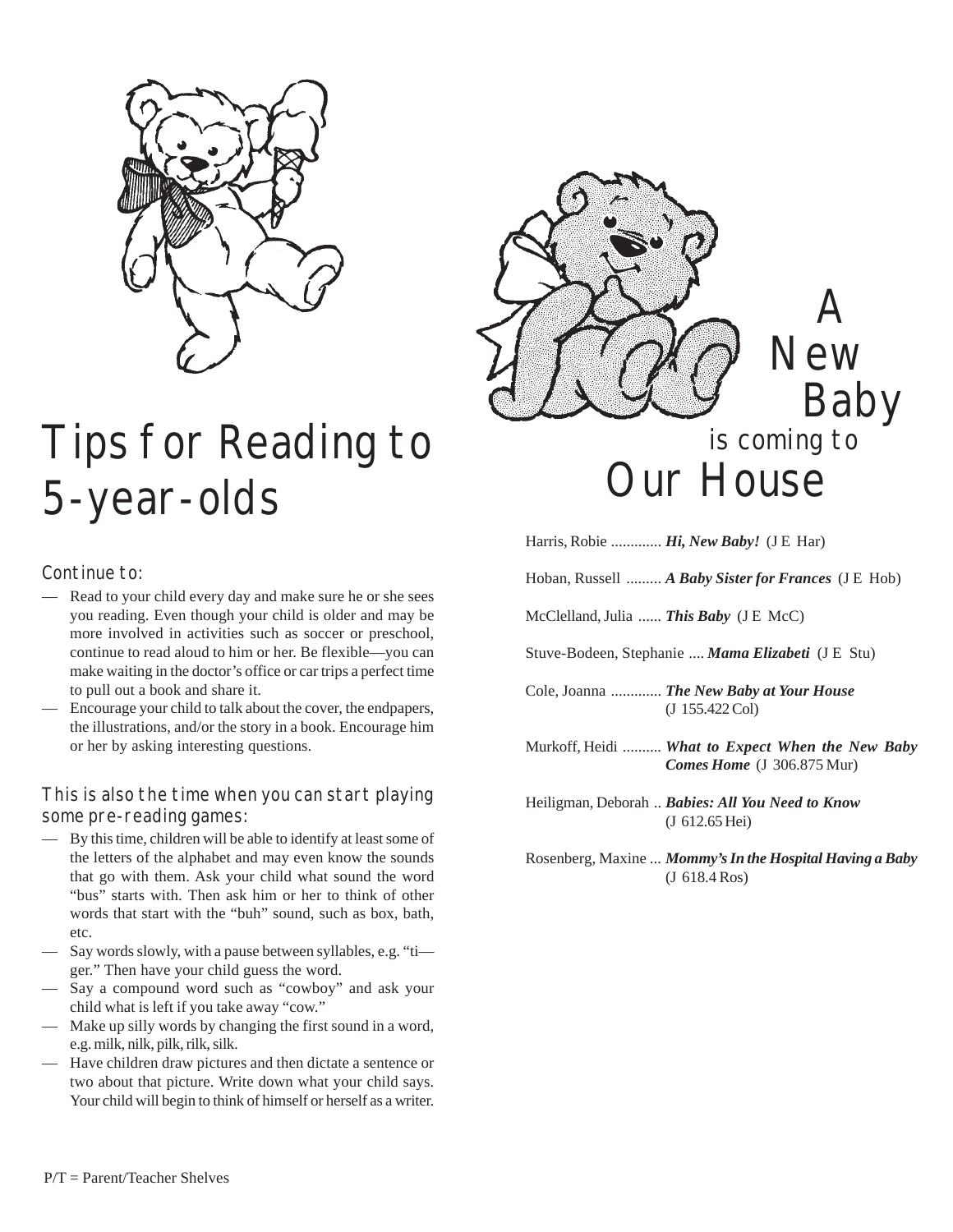# Tips for Reading to 5-year-olds

### Continue to:

- Read to your child every day and make sure he or she sees you reading. Even though your child is older and may be more involved in activities such as soccer or preschool, continue to read aloud to him or her. Be flexible—you can make waiting in the doctor's office or car trips a perfect time to pull out a book and share it.
- Encourage your child to talk about the cover, the endpapers, the illustrations, and/or the story in a book. Encourage him or her by asking interesting questions.

### This is also the time when you can start playing some pre-reading games:

- By this time, children will be able to identify at least some of the letters of the alphabet and may even know the sounds that go with them. Ask your child what sound the word "bus" starts with. Then ask him or her to think of other words that start with the "buh" sound, such as box, bath, etc.
- Say words slowly, with a pause between syllables, e.g. "ti—ger." Then have your child guess the word.
- Say a compound word such as "cowboy" and ask your child what is left if you take away "cow."
- Make up silly words by changing the first sound in a word, e.g. milk, nilk, pilk, rilk, silk.
- Have children draw pictures and then dictate a sentence or two about that picture. Write down what your child says. Your child will begin to think of himself or herself as a writer.

P/T = Parent/Teacher Shelves

# A New Baby is coming to Our House

Harris, Robie ............. ***Hi, New Baby!*** (J E Har)

Hoban, Russell ......... ***A Baby Sister for Frances*** (J E Hob)

McClelland, Julia ...... ***This Baby*** (J E McC)

Stuve-Bodeen, Stephanie .... ***Mama Elizabeti*** (J E Stu)

Cole, Joanna ............. ***The New Baby at Your House*** (J 155.422 Col)

Murkoff, Heidi .......... ***What to Expect When the New Baby Comes Home*** (J 306.875 Mur)

Heiligman, Deborah .. ***Babies: All You Need to Know*** (J 612.65 Hei)

Rosenberg, Maxine ... ***Mommy's In the Hospital Having a Baby*** (J 618.4 Ros)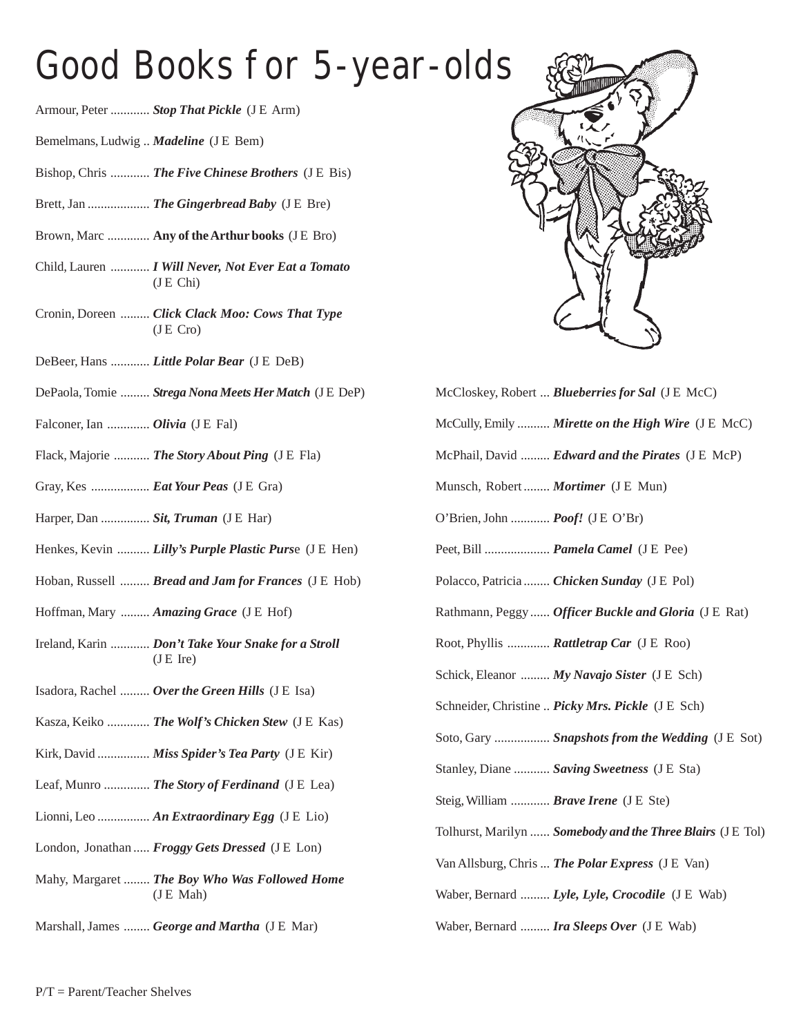# Good Books for 5-year-olds

Armour, Peter ............ ***Stop That Pickle*** (J E Arm)

Bemelmans, Ludwig .. ***Madeline*** (J E Bem)

Bishop, Chris ............ ***The Five Chinese Brothers*** (J E Bis)

Brett, Jan .................. ***The Gingerbread Baby*** (J E Bre)

Brown, Marc ............. **Any of the Arthur books** (J E Bro)

Child, Lauren ............ ***I Will Never, Not Ever Eat a Tomato*** (J E Chi)

Cronin, Doreen ......... ***Click Clack Moo: Cows That Type*** (J E Cro)

DeBeer, Hans ............ ***Little Polar Bear*** (J E DeB)

DePaola, Tomie ......... ***Strega Nona Meets Her Match*** (J E DeP)

Falconer, Ian ............. ***Olivia*** (J E Fal)

Flack, Majorie ........... ***The Story About Ping*** (J E Fla)

Gray, Kes .................. ***Eat Your Peas*** (J E Gra)

Harper, Dan ............... ***Sit, Truman*** (J E Har)

Henkes, Kevin .......... ***Lilly's Purple Plastic Purs***e (J E Hen)

Hoban, Russell ......... ***Bread and Jam for Frances*** (J E Hob)

Hoffman, Mary ......... ***Amazing Grace*** (J E Hof)

Ireland, Karin ............ ***Don't Take Your Snake for a Stroll*** (J E Ire)

Isadora, Rachel ......... ***Over the Green Hills*** (J E Isa)

Kasza, Keiko ............. ***The Wolf's Chicken Stew*** (J E Kas)

Kirk, David ................ ***Miss Spider's Tea Party*** (J E Kir)

Leaf, Munro .............. ***The Story of Ferdinand*** (J E Lea)

Lionni, Leo ................ ***An Extraordinary Egg*** (J E Lio)

London, Jonathan ..... ***Froggy Gets Dressed*** (J E Lon)

Mahy, Margaret ........ ***The Boy Who Was Followed Home*** (J E Mah)

Marshall, James ........ ***George and Martha*** (J E Mar)

McCloskey, Robert ... ***Blueberries for Sal*** (J E McC)

McCully, Emily .......... ***Mirette on the High Wire*** (J E McC)

McPhail, David ......... ***Edward and the Pirates*** (J E McP)

Munsch, Robert ........ ***Mortimer*** (J E Mun)

O'Brien, John ............ ***Poof!*** (J E O'Br)

Peet, Bill .................... ***Pamela Camel*** (J E Pee)

Polacco, Patricia ........ ***Chicken Sunday*** (J E Pol)

Rathmann, Peggy ...... ***Officer Buckle and Gloria*** (J E Rat)

Root, Phyllis ............. ***Rattletrap Car*** (J E Roo)

Schick, Eleanor ......... ***My Navajo Sister*** (J E Sch)

Schneider, Christine .. ***Picky Mrs. Pickle*** (J E Sch)

Soto, Gary ................. ***Snapshots from the Wedding*** (J E Sot)

Stanley, Diane ........... ***Saving Sweetness*** (J E Sta)

Steig, William ............ ***Brave Irene*** (J E Ste)

Tolhurst, Marilyn ...... ***Somebody and the Three Blairs*** (J E Tol)

Van Allsburg, Chris ... ***The Polar Express*** (J E Van)

Waber, Bernard ......... ***Lyle, Lyle, Crocodile*** (J E Wab)

Waber, Bernard ......... ***Ira Sleeps Over*** (J E Wab)

P/T = Parent/Teacher Shelves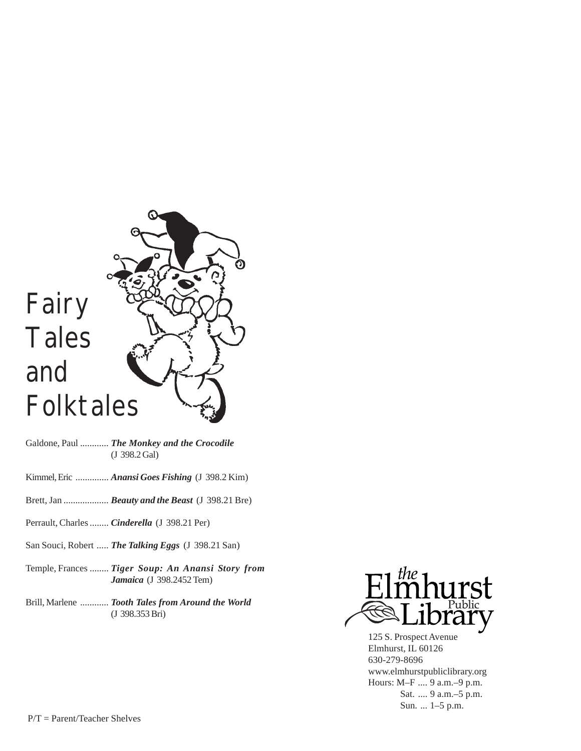# Fairy Tales and Folktales

Galdone, Paul ............ ***The Monkey and the Crocodile*** (J 398.2 Gal)

Kimmel, Eric .............. ***Anansi Goes Fishing*** (J 398.2 Kim)

Brett, Jan ................... ***Beauty and the Beast*** (J 398.21 Bre)

Perrault, Charles ........ ***Cinderella*** (J 398.21 Per)

San Souci, Robert ..... ***The Talking Eggs*** (J 398.21 San)

Temple, Frances ........ ***Tiger Soup: An Anansi Story from Jamaica*** (J 398.2452 Tem)

Brill, Marlene ............ ***Tooth Tales from Around the World*** (J 398.353 Bri)

the Elmhurst Public Library

125 S. Prospect Avenue
Elmhurst, IL 60126
630-279-8696
www.elmhurstpubliclibrary.org
Hours: M–F .... 9 a.m.–9 p.m.
Sat. .... 9 a.m.–5 p.m.
Sun. ... 1–5 p.m.

P/T = Parent/Teacher Shelves